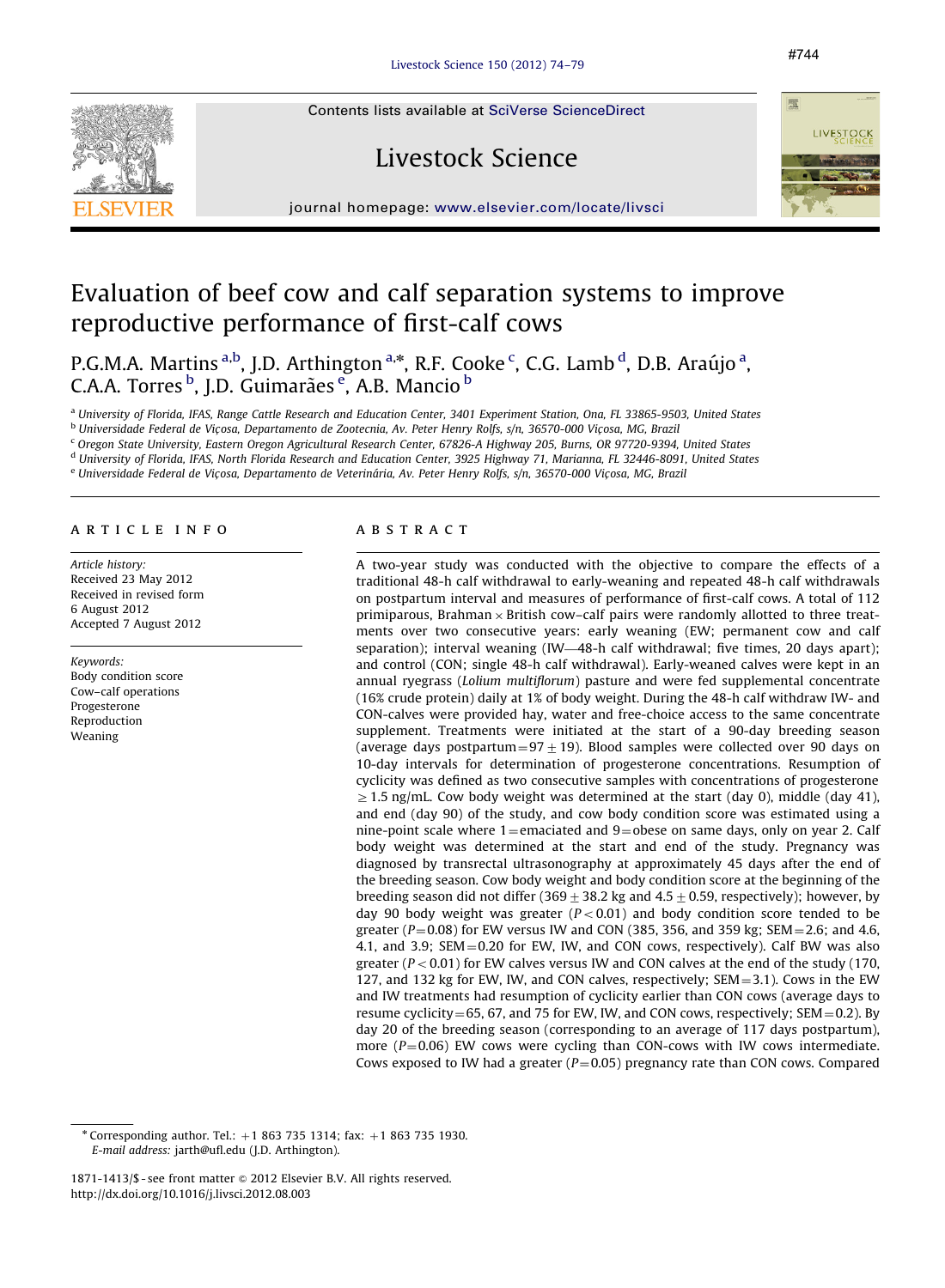# Evaluation of beef cow and calf separation systems to improve reproductive performance of first-calf cows

P.G.M.A. Martins [a,b], J.D. Arthington [a,*], R.F. Cooke [c], C.G. Lamb [d], D.B. Araújo [a], C.A.A. Torres [b], J.D. Guimarães [e], A.B. Mancio [b]

[a] University of Florida, IFAS, Range Cattle Research and Education Center, 3401 Experiment Station, Ona, FL 33865-9503, United States
[b] Universidade Federal de Viçosa, Departamento de Zootecnia, Av. Peter Henry Rolfs, s/n, 36570-000 Viçosa, MG, Brazil
[c] Oregon State University, Eastern Oregon Agricultural Research Center, 67826-A Highway 205, Burns, OR 97720-9394, United States
[d] University of Florida, IFAS, North Florida Research and Education Center, 3925 Highway 71, Marianna, FL 32446-8091, United States
[e] Universidade Federal de Viçosa, Departamento de Veterinária, Av. Peter Henry Rolfs, s/n, 36570-000 Viçosa, MG, Brazil

## ARTICLE INFO

*Article history:*
Received 23 May 2012
Received in revised form
6 August 2012
Accepted 7 August 2012

*Keywords:*
Body condition score
Cow–calf operations
Progesterone
Reproduction
Weaning

## ABSTRACT

A two-year study was conducted with the objective to compare the effects of a traditional 48-h calf withdrawal to early-weaning and repeated 48-h calf withdrawals on postpartum interval and measures of performance of first-calf cows. A total of 112 primiparous, Brahman × British cow–calf pairs were randomly allotted to three treatments over two consecutive years: early weaning (EW; permanent cow and calf separation); interval weaning (IW—48-h calf withdrawal; five times, 20 days apart); and control (CON; single 48-h calf withdrawal). Early-weaned calves were kept in an annual ryegrass (*Lolium multiflorum*) pasture and were fed supplemental concentrate (16% crude protein) daily at 1% of body weight. During the 48-h calf withdraw IW- and CON-calves were provided hay, water and free-choice access to the same concentrate supplement. Treatments were initiated at the start of a 90-day breeding season (average days postpartum = 97 ± 19). Blood samples were collected over 90 days on 10-day intervals for determination of progesterone concentrations. Resumption of cyclicity was defined as two consecutive samples with concentrations of progesterone ≥ 1.5 ng/mL. Cow body weight was determined at the start (day 0), middle (day 41), and end (day 90) of the study, and cow body condition score was estimated using a nine-point scale where 1 = emaciated and 9 = obese on same days, only on year 2. Calf body weight was determined at the start and end of the study. Pregnancy was diagnosed by transrectal ultrasonography at approximately 45 days after the end of the breeding season. Cow body weight and body condition score at the beginning of the breeding season did not differ (369 ± 38.2 kg and 4.5 ± 0.59, respectively); however, by day 90 body weight was greater ($P < 0.01$) and body condition score tended to be greater ($P = 0.08$) for EW versus IW and CON (385, 356, and 359 kg; SEM = 2.6; and 4.6, 4.1, and 3.9; SEM = 0.20 for EW, IW, and CON cows, respectively). Calf BW was also greater ($P < 0.01$) for EW calves versus IW and CON calves at the end of the study (170, 127, and 132 kg for EW, IW, and CON calves, respectively; SEM = 3.1). Cows in the EW and IW treatments had resumption of cyclicity earlier than CON cows (average days to resume cyclicity = 65, 67, and 75 for EW, IW, and CON cows, respectively; SEM = 0.2). By day 20 of the breeding season (corresponding to an average of 117 days postpartum), more ($P = 0.06$) EW cows were cycling than CON-cows with IW cows intermediate. Cows exposed to IW had a greater ($P = 0.05$) pregnancy rate than CON cows. Compared

* Corresponding author. Tel.: +1 863 735 1314; fax: +1 863 735 1930.
*E-mail address:* jarth@ufl.edu (J.D. Arthington).

1871-1413/$ - see front matter © 2012 Elsevier B.V. All rights reserved.
http://dx.doi.org/10.1016/j.livsci.2012.08.003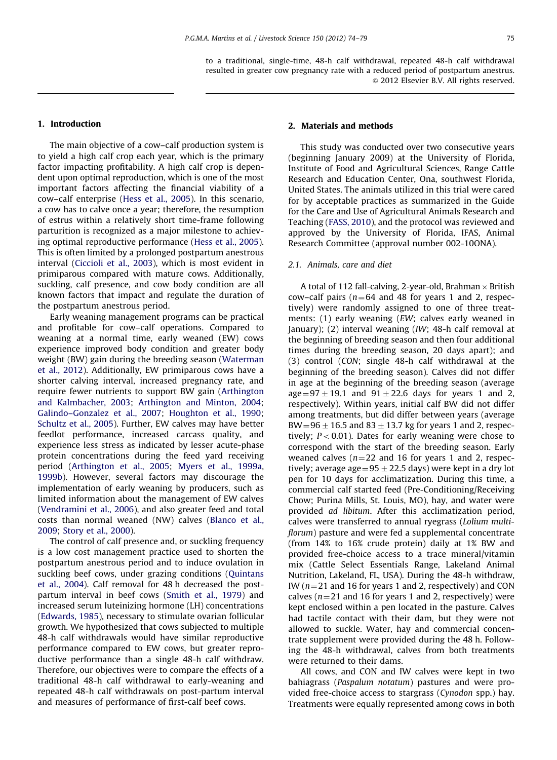to a traditional, single-time, 48-h calf withdrawal, repeated 48-h calf withdrawal resulted in greater cow pregnancy rate with a reduced period of postpartum anestrus.
© 2012 Elsevier B.V. All rights reserved.

## 1. Introduction

The main objective of a cow–calf production system is to yield a high calf crop each year, which is the primary factor impacting profitability. A high calf crop is dependent upon optimal reproduction, which is one of the most important factors affecting the financial viability of a cow–calf enterprise (Hess et al., 2005). In this scenario, a cow has to calve once a year; therefore, the resumption of estrus within a relatively short time-frame following parturition is recognized as a major milestone to achieving optimal reproductive performance (Hess et al., 2005). This is often limited by a prolonged postpartum anestrous interval (Ciccioli et al., 2003), which is most evident in primiparous compared with mature cows. Additionally, suckling, calf presence, and cow body condition are all known factors that impact and regulate the duration of the postpartum anestrous period.

Early weaning management programs can be practical and profitable for cow–calf operations. Compared to weaning at a normal time, early weaned (EW) cows experience improved body condition and greater body weight (BW) gain during the breeding season (Waterman et al., 2012). Additionally, EW primiparous cows have a shorter calving interval, increased pregnancy rate, and require fewer nutrients to support BW gain (Arthington and Kalmbacher, 2003; Arthington and Minton, 2004; Galindo–Gonzalez et al., 2007; Houghton et al., 1990; Schultz et al., 2005). Further, EW calves may have better feedlot performance, increased carcass quality, and experience less stress as indicated by lesser acute-phase protein concentrations during the feed yard receiving period (Arthington et al., 2005; Myers et al., 1999a, 1999b). However, several factors may discourage the implementation of early weaning by producers, such as limited information about the management of EW calves (Vendramini et al., 2006), and also greater feed and total costs than normal weaned (NW) calves (Blanco et al., 2009; Story et al., 2000).

The control of calf presence and, or suckling frequency is a low cost management practice used to shorten the postpartum anestrous period and to induce ovulation in suckling beef cows, under grazing conditions (Quintans et al., 2004). Calf removal for 48 h decreased the postpartum interval in beef cows (Smith et al., 1979) and increased serum luteinizing hormone (LH) concentrations (Edwards, 1985), necessary to stimulate ovarian follicular growth. We hypothesized that cows subjected to multiple 48-h calf withdrawals would have similar reproductive performance compared to EW cows, but greater reproductive performance than a single 48-h calf withdraw. Therefore, our objectives were to compare the effects of a traditional 48-h calf withdrawal to early-weaning and repeated 48-h calf withdrawals on post-partum interval and measures of performance of first-calf beef cows.

## 2. Materials and methods

This study was conducted over two consecutive years (beginning January 2009) at the University of Florida, Institute of Food and Agricultural Sciences, Range Cattle Research and Education Center, Ona, southwest Florida, United States. The animals utilized in this trial were cared for by acceptable practices as summarized in the Guide for the Care and Use of Agricultural Animals Research and Teaching (FASS, 2010), and the protocol was reviewed and approved by the University of Florida, IFAS, Animal Research Committee (approval number 002-10ONA).

### 2.1. Animals, care and diet

A total of 112 fall-calving, 2-year-old, Brahman × British cow–calf pairs ($n=64$ and 48 for years 1 and 2, respectively) were randomly assigned to one of three treatments: (1) early weaning (*EW*; calves early weaned in January); (2) interval weaning (*IW*; 48-h calf removal at the beginning of breeding season and then four additional times during the breeding season, 20 days apart); and (3) control (*CON*; single 48-h calf withdrawal at the beginning of the breeding season). Calves did not differ in age at the beginning of the breeding season (average age $=97 \pm 19.1$ and $91 \pm 22.6$ days for years 1 and 2, respectively). Within years, initial calf BW did not differ among treatments, but did differ between years (average BW $=96 \pm 16.5$ and $83 \pm 13.7$ kg for years 1 and 2, respectively; $P<0.01$). Dates for early weaning were chose to correspond with the start of the breeding season. Early weaned calves ($n=22$ and 16 for years 1 and 2, respectively; average age $=95 \pm 22.5$ days) were kept in a dry lot pen for 10 days for acclimatization. During this time, a commercial calf started feed (Pre-Conditioning/Receiving Chow; Purina Mills, St. Louis, MO), hay, and water were provided *ad libitum*. After this acclimatization period, calves were transferred to annual ryegrass (*Lolium multiflorum*) pasture and were fed a supplemental concentrate (from 14% to 16% crude protein) daily at 1% BW and provided free-choice access to a trace mineral/vitamin mix (Cattle Select Essentials Range, Lakeland Animal Nutrition, Lakeland, FL, USA). During the 48-h withdraw, IW ($n=21$ and 16 for years 1 and 2, respectively) and CON calves ($n=21$ and 16 for years 1 and 2, respectively) were kept enclosed within a pen located in the pasture. Calves had tactile contact with their dam, but they were not allowed to suckle. Water, hay and commercial concentrate supplement were provided during the 48 h. Following the 48-h withdrawal, calves from both treatments were returned to their dams.

All cows, and CON and IW calves were kept in two bahiagrass (*Paspalum notatum*) pastures and were provided free-choice access to stargrass (*Cynodon* spp.) hay. Treatments were equally represented among cows in both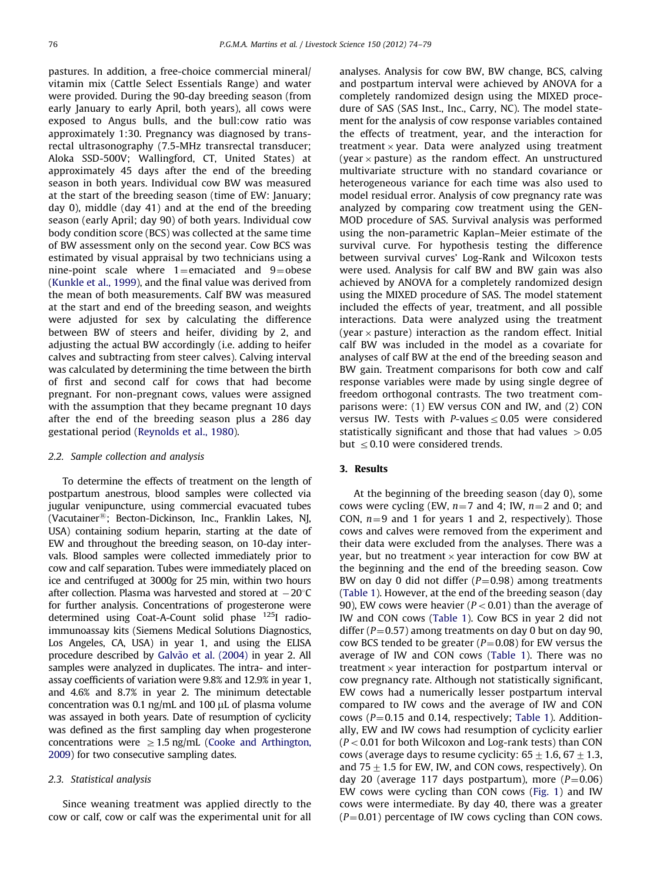pastures. In addition, a free-choice commercial mineral/vitamin mix (Cattle Select Essentials Range) and water were provided. During the 90-day breeding season (from early January to early April, both years), all cows were exposed to Angus bulls, and the bull:cow ratio was approximately 1:30. Pregnancy was diagnosed by transrectal ultrasonography (7.5-MHz transrectal transducer; Aloka SSD-500V; Wallingford, CT, United States) at approximately 45 days after the end of the breeding season in both years. Individual cow BW was measured at the start of the breeding season (time of EW: January; day 0), middle (day 41) and at the end of the breeding season (early April; day 90) of both years. Individual cow body condition score (BCS) was collected at the same time of BW assessment only on the second year. Cow BCS was estimated by visual appraisal by two technicians using a nine-point scale where 1 = emaciated and 9 = obese (Kunkle et al., 1999), and the final value was derived from the mean of both measurements. Calf BW was measured at the start and end of the breeding season, and weights were adjusted for sex by calculating the difference between BW of steers and heifer, dividing by 2, and adjusting the actual BW accordingly (i.e. adding to heifer calves and subtracting from steer calves). Calving interval was calculated by determining the time between the birth of first and second calf for cows that had become pregnant. For non-pregnant cows, values were assigned with the assumption that they became pregnant 10 days after the end of the breeding season plus a 286 day gestational period (Reynolds et al., 1980).

### 2.2. Sample collection and analysis

To determine the effects of treatment on the length of postpartum anestrous, blood samples were collected via jugular venipuncture, using commercial evacuated tubes (Vacutainer®; Becton-Dickinson, Inc., Franklin Lakes, NJ, USA) containing sodium heparin, starting at the date of EW and throughout the breeding season, on 10-day intervals. Blood samples were collected immediately prior to cow and calf separation. Tubes were immediately placed on ice and centrifuged at 3000*g* for 25 min, within two hours after collection. Plasma was harvested and stored at −20 °C for further analysis. Concentrations of progesterone were determined using Coat-A-Count solid phase $^{125}$I radioimmunoassay kits (Siemens Medical Solutions Diagnostics, Los Angeles, CA, USA) in year 1, and using the ELISA procedure described by Galvão et al. (2004) in year 2. All samples were analyzed in duplicates. The intra- and inter-assay coefficients of variation were 9.8% and 12.9% in year 1, and 4.6% and 8.7% in year 2. The minimum detectable concentration was 0.1 ng/mL and 100 μL of plasma volume was assayed in both years. Date of resumption of cyclicity was defined as the first sampling day when progesterone concentrations were ≥ 1.5 ng/mL (Cooke and Arthington, 2009) for two consecutive sampling dates.

### 2.3. Statistical analysis

Since weaning treatment was applied directly to the cow or calf, cow or calf was the experimental unit for all analyses. Analysis for cow BW, BW change, BCS, calving and postpartum interval were achieved by ANOVA for a completely randomized design using the MIXED procedure of SAS (SAS Inst., Inc., Carry, NC). The model statement for the analysis of cow response variables contained the effects of treatment, year, and the interaction for treatment × year. Data were analyzed using treatment (year × pasture) as the random effect. An unstructured multivariate structure with no standard covariance or heterogeneous variance for each time was also used to model residual error. Analysis of cow pregnancy rate was analyzed by comparing cow treatment using the GENMOD procedure of SAS. Survival analysis was performed using the non-parametric Kaplan–Meier estimate of the survival curve. For hypothesis testing the difference between survival curves' Log-Rank and Wilcoxon tests were used. Analysis for calf BW and BW gain was also achieved by ANOVA for a completely randomized design using the MIXED procedure of SAS. The model statement included the effects of year, treatment, and all possible interactions. Data were analyzed using the treatment (year × pasture) interaction as the random effect. Initial calf BW was included in the model as a covariate for analyses of calf BW at the end of the breeding season and BW gain. Treatment comparisons for both cow and calf response variables were made by using single degree of freedom orthogonal contrasts. The two treatment comparisons were: (1) EW versus CON and IW, and (2) CON versus IW. Tests with *P*-values ≤ 0.05 were considered statistically significant and those that had values > 0.05 but ≤ 0.10 were considered trends.

## 3. Results

At the beginning of the breeding season (day 0), some cows were cycling (EW, $n = 7$ and 4; IW, $n = 2$ and 0; and CON, $n = 9$ and 1 for years 1 and 2, respectively). Those cows and calves were removed from the experiment and their data were excluded from the analyses. There was a year, but no treatment × year interaction for cow BW at the beginning and the end of the breeding season. Cow BW on day 0 did not differ ($P = 0.98$) among treatments (Table 1). However, at the end of the breeding season (day 90), EW cows were heavier ($P < 0.01$) than the average of IW and CON cows (Table 1). Cow BCS in year 2 did not differ ($P = 0.57$) among treatments on day 0 but on day 90, cow BCS tended to be greater ($P = 0.08$) for EW versus the average of IW and CON cows (Table 1). There was no treatment × year interaction for postpartum interval or cow pregnancy rate. Although not statistically significant, EW cows had a numerically lesser postpartum interval compared to IW cows and the average of IW and CON cows ($P = 0.15$ and 0.14, respectively; Table 1). Additionally, EW and IW cows had resumption of cyclicity earlier ($P < 0.01$ for both Wilcoxon and Log-rank tests) than CON cows (average days to resume cyclicity: 65 ± 1.6, 67 ± 1.3, and 75 ± 1.5 for EW, IW, and CON cows, respectively). On day 20 (average 117 days postpartum), more ($P = 0.06$) EW cows were cycling than CON cows (Fig. 1) and IW cows were intermediate. By day 40, there was a greater ($P = 0.01$) percentage of IW cows cycling than CON cows.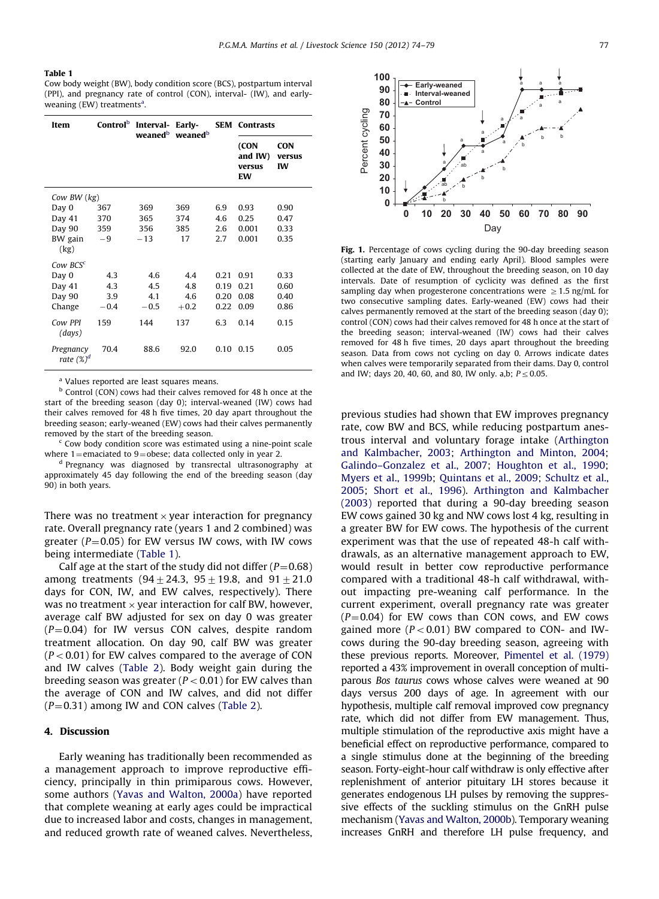**Table 1**
Cow body weight (BW), body condition score (BCS), postpartum interval (PPI), and pregnancy rate of control (CON), interval- (IW), and early-weaning (EW) treatments[a].

| Item | Control[b] | Interval-weaned[b] | Early-weaned[b] | SEM | Contrasts | |
|---|---|---|---|---|---|---|
| | | | | | (CON and IW) versus EW | CON versus IW |
| *Cow BW (kg)* | | | | | | |
| Day 0 | 367 | 369 | 369 | 6.9 | 0.93 | 0.90 |
| Day 41 | 370 | 365 | 374 | 4.6 | 0.25 | 0.47 |
| Day 90 | 359 | 356 | 385 | 2.6 | 0.001 | 0.33 |
| BW gain (kg) | −9 | −13 | 17 | 2.7 | 0.001 | 0.35 |
| *Cow BCS*[c] | | | | | | |
| Day 0 | 4.3 | 4.6 | 4.4 | 0.21 | 0.91 | 0.33 |
| Day 41 | 4.3 | 4.5 | 4.8 | 0.19 | 0.21 | 0.60 |
| Day 90 | 3.9 | 4.1 | 4.6 | 0.20 | 0.08 | 0.40 |
| Change | −0.4 | −0.5 | +0.2 | 0.22 | 0.09 | 0.86 |
| *Cow PPI (days)* | 159 | 144 | 137 | 6.3 | 0.14 | 0.15 |
| *Pregnancy rate (%)*[d] | 70.4 | 88.6 | 92.0 | 0.10 | 0.15 | 0.05 |

[a] Values reported are least squares means.
[b] Control (CON) cows had their calves removed for 48 h once at the start of the breeding season (day 0); interval-weaned (IW) cows had their calves removed for 48 h five times, 20 day apart throughout the breeding season; early-weaned (EW) cows had their calves permanently removed by the start of the breeding season.
[c] Cow body condition score was estimated using a nine-point scale where 1 = emaciated to 9 = obese; data collected only in year 2.
[d] Pregnancy was diagnosed by transrectal ultrasonography at approximately 45 day following the end of the breeding season (day 90) in both years.

There was no treatment × year interaction for pregnancy rate. Overall pregnancy rate (years 1 and 2 combined) was greater ($P = 0.05$) for EW versus IW cows, with IW cows being intermediate (Table 1).

Calf age at the start of the study did not differ ($P = 0.68$) among treatments ($94 \pm 24.3$, $95 \pm 19.8$, and $91 \pm 21.0$ days for CON, IW, and EW calves, respectively). There was no treatment × year interaction for calf BW, however, average calf BW adjusted for sex on day 0 was greater ($P = 0.04$) for IW versus CON calves, despite random treatment allocation. On day 90, calf BW was greater ($P < 0.01$) for EW calves compared to the average of CON and IW calves (Table 2). Body weight gain during the breeding season was greater ($P < 0.01$) for EW calves than the average of CON and IW calves, and did not differ ($P = 0.31$) among IW and CON calves (Table 2).

## 4. Discussion

Early weaning has traditionally been recommended as a management approach to improve reproductive efficiency, principally in thin primiparous cows. However, some authors (Yavas and Walton, 2000a) have reported that complete weaning at early ages could be impractical due to increased labor and costs, changes in management, and reduced growth rate of weaned calves. Nevertheless, previous studies had shown that EW improves pregnancy rate, cow BW and BCS, while reducing postpartum anestrous interval and voluntary forage intake (Arthington and Kalmbacher, 2003; Arthington and Minton, 2004; Galindo–Gonzalez et al., 2007; Houghton et al., 1990; Myers et al., 1999b; Quintans et al., 2009; Schultz et al., 2005; Short et al., 1996). Arthington and Kalmbacher (2003) reported that during a 90-day breeding season EW cows gained 30 kg and NW cows lost 4 kg, resulting in a greater BW for EW cows. The hypothesis of the current experiment was that the use of repeated 48-h calf withdrawals, as an alternative management approach to EW, would result in better cow reproductive performance compared with a traditional 48-h calf withdrawal, without impacting pre-weaning calf performance. In the current experiment, overall pregnancy rate was greater ($P = 0.04$) for EW cows than CON cows, and EW cows gained more ($P < 0.01$) BW compared to CON- and IW-cows during the 90-day breeding season, agreeing with these previous reports. Moreover, Pimentel et al. (1979) reported a 43% improvement in overall conception of multiparous *Bos taurus* cows whose calves were weaned at 90 days versus 200 days of age. In agreement with our hypothesis, multiple calf removal improved cow pregnancy rate, which did not differ from EW management. Thus, multiple stimulation of the reproductive axis might have a beneficial effect on reproductive performance, compared to a single stimulus done at the beginning of the breeding season. Forty-eight-hour calf withdraw is only effective after replenishment of anterior pituitary LH stores because it generates endogenous LH pulses by removing the suppressive effects of the suckling stimulus on the GnRH pulse mechanism (Yavas and Walton, 2000b). Temporary weaning increases GnRH and therefore LH pulse frequency, and

**Fig. 1.** Percentage of cows cycling during the 90-day breeding season (starting early January and ending early April). Blood samples were collected at the date of EW, throughout the breeding season, on 10 day intervals. Date of resumption of cyclicity was defined as the first sampling day when progesterone concentrations were ≥ 1.5 ng/mL for two consecutive sampling dates. Early-weaned (EW) cows had their calves permanently removed at the start of the breeding season (day 0); control (CON) cows had their calves removed for 48 h once at the start of the breeding season; interval-weaned (IW) cows had their calves removed for 48 h five times, 20 days apart throughout the breeding season. Data from cows not cycling on day 0. Arrows indicate dates when calves were temporarily separated from their dams. Day 0, control and IW; days 20, 40, 60, and 80, IW only. a,b; $P \leq 0.05$.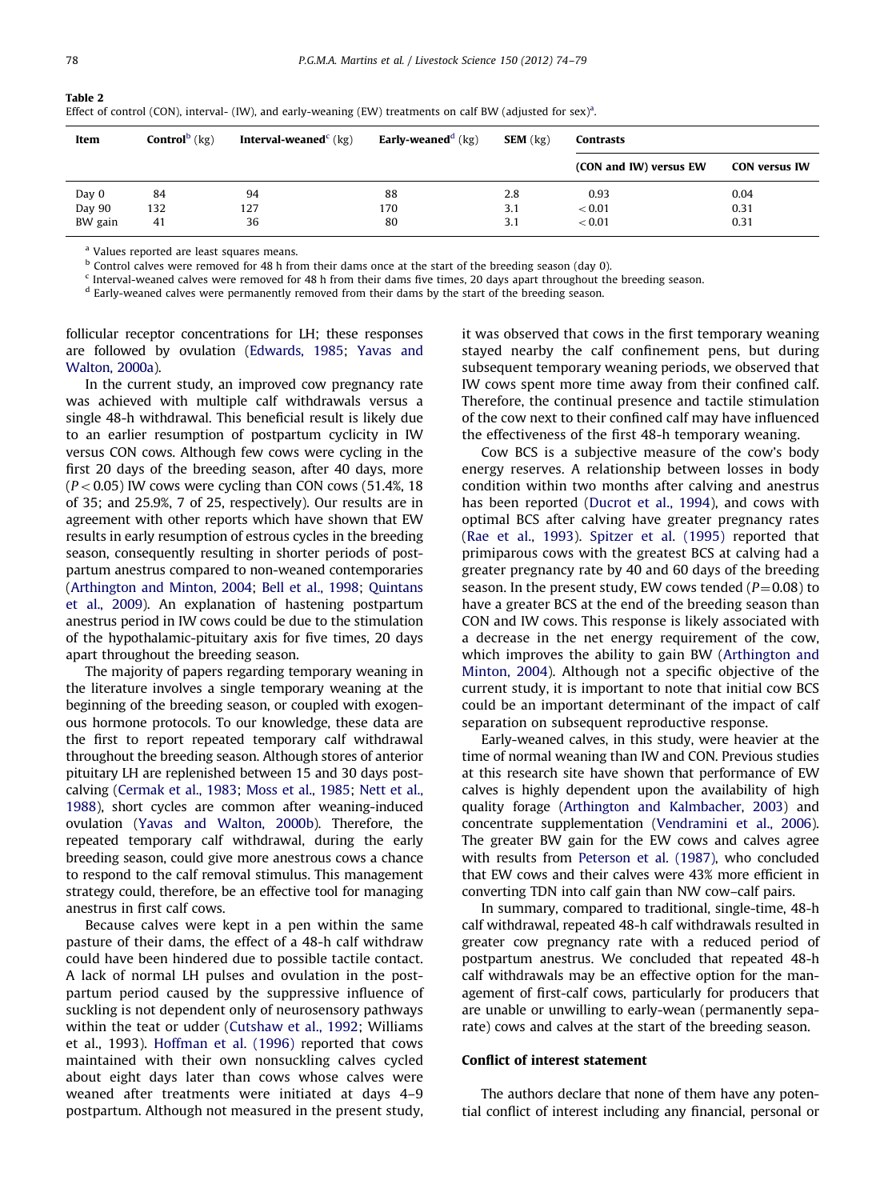**Table 2**
Effect of control (CON), interval- (IW), and early-weaning (EW) treatments on calf BW (adjusted for sex)[a].

| Item | Control[b] (kg) | Interval-weaned[c] (kg) | Early-weaned[d] (kg) | SEM (kg) | Contrasts | |
|---|---|---|---|---|---|---|
| | | | | | (CON and IW) versus EW | CON versus IW |
| Day 0 | 84 | 94 | 88 | 2.8 | 0.93 | 0.04 |
| Day 90 | 132 | 127 | 170 | 3.1 | < 0.01 | 0.31 |
| BW gain | 41 | 36 | 80 | 3.1 | < 0.01 | 0.31 |

[a] Values reported are least squares means.
[b] Control calves were removed for 48 h from their dams once at the start of the breeding season (day 0).
[c] Interval-weaned calves were removed for 48 h from their dams five times, 20 days apart throughout the breeding season.
[d] Early-weaned calves were permanently removed from their dams by the start of the breeding season.

follicular receptor concentrations for LH; these responses are followed by ovulation (Edwards, 1985; Yavas and Walton, 2000a).

In the current study, an improved cow pregnancy rate was achieved with multiple calf withdrawals versus a single 48-h withdrawal. This beneficial result is likely due to an earlier resumption of postpartum cyclicity in IW versus CON cows. Although few cows were cycling in the first 20 days of the breeding season, after 40 days, more ($P<0.05$) IW cows were cycling than CON cows (51.4%, 18 of 35; and 25.9%, 7 of 25, respectively). Our results are in agreement with other reports which have shown that EW results in early resumption of estrous cycles in the breeding season, consequently resulting in shorter periods of postpartum anestrus compared to non-weaned contemporaries (Arthington and Minton, 2004; Bell et al., 1998; Quintans et al., 2009). An explanation of hastening postpartum anestrus period in IW cows could be due to the stimulation of the hypothalamic-pituitary axis for five times, 20 days apart throughout the breeding season.

The majority of papers regarding temporary weaning in the literature involves a single temporary weaning at the beginning of the breeding season, or coupled with exogenous hormone protocols. To our knowledge, these data are the first to report repeated temporary calf withdrawal throughout the breeding season. Although stores of anterior pituitary LH are replenished between 15 and 30 days postcalving (Cermak et al., 1983; Moss et al., 1985; Nett et al., 1988), short cycles are common after weaning-induced ovulation (Yavas and Walton, 2000b). Therefore, the repeated temporary calf withdrawal, during the early breeding season, could give more anestrous cows a chance to respond to the calf removal stimulus. This management strategy could, therefore, be an effective tool for managing anestrus in first calf cows.

Because calves were kept in a pen within the same pasture of their dams, the effect of a 48-h calf withdraw could have been hindered due to possible tactile contact. A lack of normal LH pulses and ovulation in the postpartum period caused by the suppressive influence of suckling is not dependent only of neurosensory pathways within the teat or udder (Cutshaw et al., 1992; Williams et al., 1993). Hoffman et al. (1996) reported that cows maintained with their own nonsuckling calves cycled about eight days later than cows whose calves were weaned after treatments were initiated at days 4–9 postpartum. Although not measured in the present study, it was observed that cows in the first temporary weaning stayed nearby the calf confinement pens, but during subsequent temporary weaning periods, we observed that IW cows spent more time away from their confined calf. Therefore, the continual presence and tactile stimulation of the cow next to their confined calf may have influenced the effectiveness of the first 48-h temporary weaning.

Cow BCS is a subjective measure of the cow's body energy reserves. A relationship between losses in body condition within two months after calving and anestrus has been reported (Ducrot et al., 1994), and cows with optimal BCS after calving have greater pregnancy rates (Rae et al., 1993). Spitzer et al. (1995) reported that primiparous cows with the greatest BCS at calving had a greater pregnancy rate by 40 and 60 days of the breeding season. In the present study, EW cows tended ($P=0.08$) to have a greater BCS at the end of the breeding season than CON and IW cows. This response is likely associated with a decrease in the net energy requirement of the cow, which improves the ability to gain BW (Arthington and Minton, 2004). Although not a specific objective of the current study, it is important to note that initial cow BCS could be an important determinant of the impact of calf separation on subsequent reproductive response.

Early-weaned calves, in this study, were heavier at the time of normal weaning than IW and CON. Previous studies at this research site have shown that performance of EW calves is highly dependent upon the availability of high quality forage (Arthington and Kalmbacher, 2003) and concentrate supplementation (Vendramini et al., 2006). The greater BW gain for the EW cows and calves agree with results from Peterson et al. (1987), who concluded that EW cows and their calves were 43% more efficient in converting TDN into calf gain than NW cow–calf pairs.

In summary, compared to traditional, single-time, 48-h calf withdrawal, repeated 48-h calf withdrawals resulted in greater cow pregnancy rate with a reduced period of postpartum anestrus. We concluded that repeated 48-h calf withdrawals may be an effective option for the management of first-calf cows, particularly for producers that are unable or unwilling to early-wean (permanently separate) cows and calves at the start of the breeding season.

## Conflict of interest statement

The authors declare that none of them have any potential conflict of interest including any financial, personal or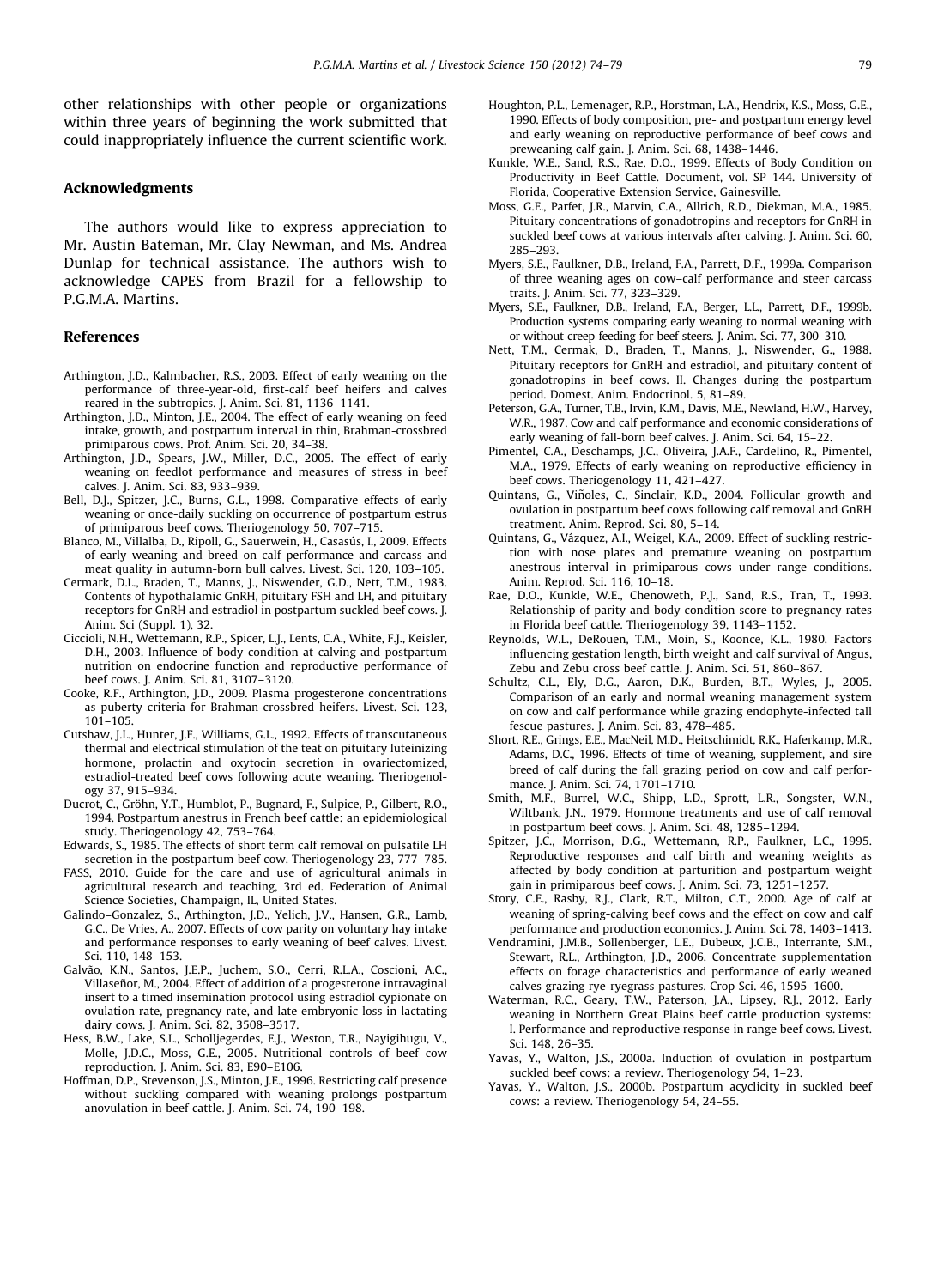other relationships with other people or organizations within three years of beginning the work submitted that could inappropriately influence the current scientific work.

## Acknowledgments

The authors would like to express appreciation to Mr. Austin Bateman, Mr. Clay Newman, and Ms. Andrea Dunlap for technical assistance. The authors wish to acknowledge CAPES from Brazil for a fellowship to P.G.M.A. Martins.

## References

Arthington, J.D., Kalmbacher, R.S., 2003. Effect of early weaning on the performance of three-year-old, first-calf beef heifers and calves reared in the subtropics. J. Anim. Sci. 81, 1136–1141.

Arthington, J.D., Minton, J.E., 2004. The effect of early weaning on feed intake, growth, and postpartum interval in thin, Brahman-crossbred primiparous cows. Prof. Anim. Sci. 20, 34–38.

Arthington, J.D., Spears, J.W., Miller, D.C., 2005. The effect of early weaning on feedlot performance and measures of stress in beef calves. J. Anim. Sci. 83, 933–939.

Bell, D.J., Spitzer, J.C., Burns, G.L., 1998. Comparative effects of early weaning or once-daily suckling on occurrence of postpartum estrus of primiparous beef cows. Theriogenology 50, 707–715.

Blanco, M., Villalba, D., Ripoll, G., Sauerwein, H., Casasús, I., 2009. Effects of early weaning and breed on calf performance and carcass and meat quality in autumn-born bull calves. Livest. Sci. 120, 103–105.

Cermark, D.L., Braden, T., Manns, J., Niswender, G.D., Nett, T.M., 1983. Contents of hypothalamic GnRH, pituitary FSH and LH, and pituitary receptors for GnRH and estradiol in postpartum suckled beef cows. J. Anim. Sci (Suppl. 1), 32.

Ciccioli, N.H., Wettemann, R.P., Spicer, L.J., Lents, C.A., White, F.J., Keisler, D.H., 2003. Influence of body condition at calving and postpartum nutrition on endocrine function and reproductive performance of beef cows. J. Anim. Sci. 81, 3107–3120.

Cooke, R.F., Arthington, J.D., 2009. Plasma progesterone concentrations as puberty criteria for Brahman-crossbred heifers. Livest. Sci. 123, 101–105.

Cutshaw, J.L., Hunter, J.F., Williams, G.L., 1992. Effects of transcutaneous thermal and electrical stimulation of the teat on pituitary luteinizing hormone, prolactin and oxytocin secretion in ovariectomized, estradiol-treated beef cows following acute weaning. Theriogenology 37, 915–934.

Ducrot, C., Gröhn, Y.T., Humblot, P., Bugnard, F., Sulpice, P., Gilbert, R.O., 1994. Postpartum anestrus in French beef cattle: an epidemiological study. Theriogenology 42, 753–764.

Edwards, S., 1985. The effects of short term calf removal on pulsatile LH secretion in the postpartum beef cow. Theriogenology 23, 777–785.

FASS, 2010. Guide for the care and use of agricultural animals in agricultural research and teaching, 3rd ed. Federation of Animal Science Societies, Champaign, IL, United States.

Galindo–Gonzalez, S., Arthington, J.D., Yelich, J.V., Hansen, G.R., Lamb, G.C., De Vries, A., 2007. Effects of cow parity on voluntary hay intake and performance responses to early weaning of beef calves. Livest. Sci. 110, 148–153.

Galvão, K.N., Santos, J.E.P., Juchem, S.O., Cerri, R.L.A., Coscioni, A.C., Villaseñor, M., 2004. Effect of addition of a progesterone intravaginal insert to a timed insemination protocol using estradiol cypionate on ovulation rate, pregnancy rate, and late embryonic loss in lactating dairy cows. J. Anim. Sci. 82, 3508–3517.

Hess, B.W., Lake, S.L., Scholljegerdes, E.J., Weston, T.R., Nayigihugu, V., Molle, J.D.C., Moss, G.E., 2005. Nutritional controls of beef cow reproduction. J. Anim. Sci. 83, E90–E106.

Hoffman, D.P., Stevenson, J.S., Minton, J.E., 1996. Restricting calf presence without suckling compared with weaning prolongs postpartum anovulation in beef cattle. J. Anim. Sci. 74, 190–198.

Houghton, P.L., Lemenager, R.P., Horstman, L.A., Hendrix, K.S., Moss, G.E., 1990. Effects of body composition, pre- and postpartum energy level and early weaning on reproductive performance of beef cows and preweaning calf gain. J. Anim. Sci. 68, 1438–1446.

Kunkle, W.E., Sand, R.S., Rae, D.O., 1999. Effects of Body Condition on Productivity in Beef Cattle. Document, vol. SP 144. University of Florida, Cooperative Extension Service, Gainesville.

Moss, G.E., Parfet, J.R., Marvin, C.A., Allrich, R.D., Diekman, M.A., 1985. Pituitary concentrations of gonadotropins and receptors for GnRH in suckled beef cows at various intervals after calving. J. Anim. Sci. 60, 285–293.

Myers, S.E., Faulkner, D.B., Ireland, F.A., Parrett, D.F., 1999a. Comparison of three weaning ages on cow–calf performance and steer carcass traits. J. Anim. Sci. 77, 323–329.

Myers, S.E., Faulkner, D.B., Ireland, F.A., Berger, L.L., Parrett, D.F., 1999b. Production systems comparing early weaning to normal weaning with or without creep feeding for beef steers. J. Anim. Sci. 77, 300–310.

Nett, T.M., Cermak, D., Braden, T., Manns, J., Niswender, G., 1988. Pituitary receptors for GnRH and estradiol, and pituitary content of gonadotropins in beef cows. II. Changes during the postpartum period. Domest. Anim. Endocrinol. 5, 81–89.

Peterson, G.A., Turner, T.B., Irvin, K.M., Davis, M.E., Newland, H.W., Harvey, W.R., 1987. Cow and calf performance and economic considerations of early weaning of fall-born beef calves. J. Anim. Sci. 64, 15–22.

Pimentel, C.A., Deschamps, J.C., Oliveira, J.A.F., Cardelino, R., Pimentel, M.A., 1979. Effects of early weaning on reproductive efficiency in beef cows. Theriogenology 11, 421–427.

Quintans, G., Viñoles, C., Sinclair, K.D., 2004. Follicular growth and ovulation in postpartum beef cows following calf removal and GnRH treatment. Anim. Reprod. Sci. 80, 5–14.

Quintans, G., Vázquez, A.I., Weigel, K.A., 2009. Effect of suckling restriction with nose plates and premature weaning on postpartum anestrous interval in primiparous cows under range conditions. Anim. Reprod. Sci. 116, 10–18.

Rae, D.O., Kunkle, W.E., Chenoweth, P.J., Sand, R.S., Tran, T., 1993. Relationship of parity and body condition score to pregnancy rates in Florida beef cattle. Theriogenology 39, 1143–1152.

Reynolds, W.L., DeRouen, T.M., Moin, S., Koonce, K.L., 1980. Factors influencing gestation length, birth weight and calf survival of Angus, Zebu and Zebu cross beef cattle. J. Anim. Sci. 51, 860–867.

Schultz, C.L., Ely, D.G., Aaron, D.K., Burden, B.T., Wyles, J., 2005. Comparison of an early and normal weaning management system on cow and calf performance while grazing endophyte-infected tall fescue pastures. J. Anim. Sci. 83, 478–485.

Short, R.E., Grings, E.E., MacNeil, M.D., Heitschimidt, R.K., Haferkamp, M.R., Adams, D.C., 1996. Effects of time of weaning, supplement, and sire breed of calf during the fall grazing period on cow and calf performance. J. Anim. Sci. 74, 1701–1710.

Smith, M.F., Burrel, W.C., Shipp, L.D., Sprott, L.R., Songster, W.N., Wiltbank, J.N., 1979. Hormone treatments and use of calf removal in postpartum beef cows. J. Anim. Sci. 48, 1285–1294.

Spitzer, J.C., Morrison, D.G., Wettemann, R.P., Faulkner, L.C., 1995. Reproductive responses and calf birth and weaning weights as affected by body condition at parturition and postpartum weight gain in primiparous beef cows. J. Anim. Sci. 73, 1251–1257.

Story, C.E., Rasby, R.J., Clark, R.T., Milton, C.T., 2000. Age of calf at weaning of spring-calving beef cows and the effect on cow and calf performance and production economics. J. Anim. Sci. 78, 1403–1413.

Vendramini, J.M.B., Sollenberger, L.E., Dubeux, J.C.B., Interrante, S.M., Stewart, R.L., Arthington, J.D., 2006. Concentrate supplementation effects on forage characteristics and performance of early weaned calves grazing rye-ryegrass pastures. Crop Sci. 46, 1595–1600.

Waterman, R.C., Geary, T.W., Paterson, J.A., Lipsey, R.J., 2012. Early weaning in Northern Great Plains beef cattle production systems: I. Performance and reproductive response in range beef cows. Livest. Sci. 148, 26–35.

Yavas, Y., Walton, J.S., 2000a. Induction of ovulation in postpartum suckled beef cows: a review. Theriogenology 54, 1–23.

Yavas, Y., Walton, J.S., 2000b. Postpartum acyclicity in suckled beef cows: a review. Theriogenology 54, 24–55.